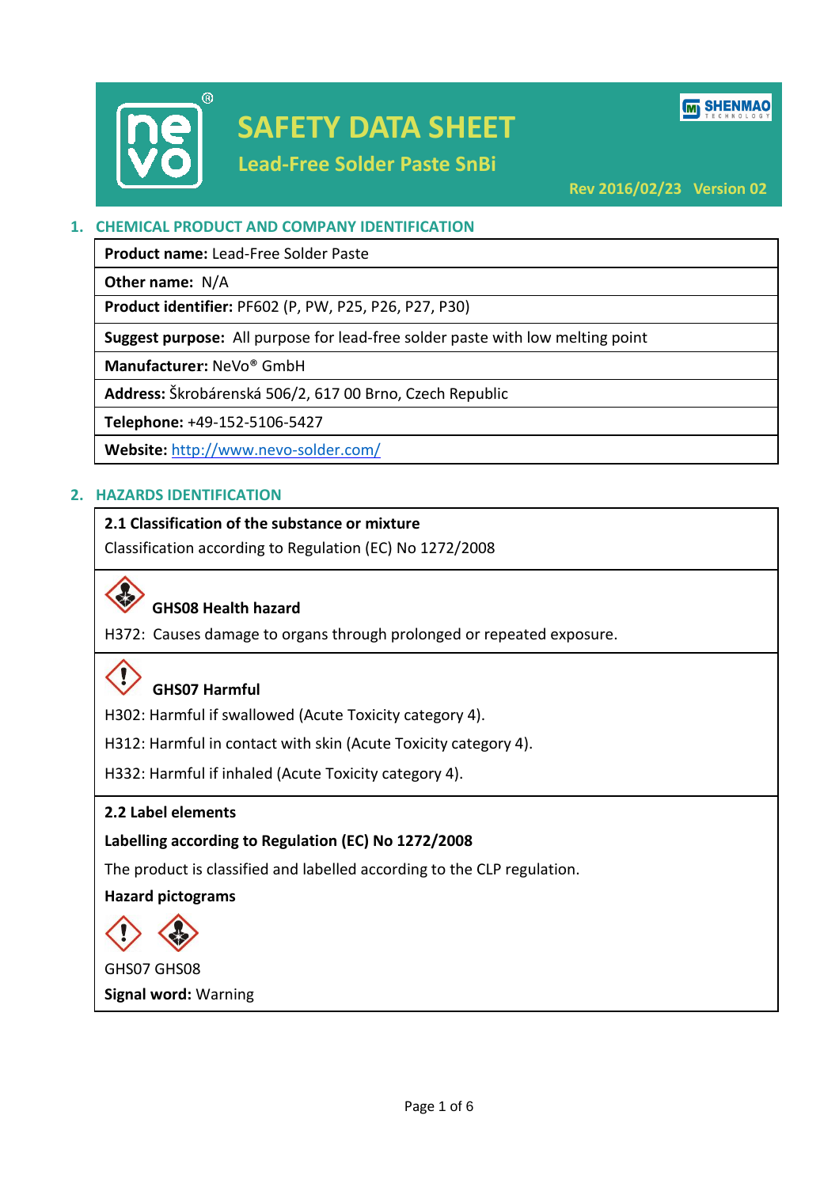# SAFETY DATA SHEET

## Lead-Free Solder Paste SnBi

Rev 2016/02/23 Version 02

## 1. CHEMICAL PRODUCT AND COMPANY IDENTIFICATION

**Product name:** Lead-Free Solder Paste

**Other name:** N/A

**Product identifier:** PF602 (P, PW, P25, P26, P27, P30)

**Suggest purpose:** All purpose for lead-free solder paste with low melting point

**Manufacturer:** NeVo® GmbH

**Address:** Škrobárenská 506/2, 617 00 Brno, Czech Republic

**Telephone:** +49-152-5106-5427

**Website:** http://www.nevo-solder.com/

## 2. HAZARDS IDENTIFICATION

**2.1 Classification of the substance or mixture**

Classification according to Regulation (EC) No 1272/2008

**GHS08 Health hazard**

H372: Causes damage to organs through prolonged or repeated exposure.

**GHS07 Harmful**

H302: Harmful if swallowed (Acute Toxicity category 4).

H312: Harmful in contact with skin (Acute Toxicity category 4).

H332: Harmful if inhaled (Acute Toxicity category 4).

**2.2 Label elements**

**Labelling according to Regulation (EC) No 1272/2008**

The product is classified and labelled according to the CLP regulation.

**Hazard pictograms**

GHS07 GHS08

**Signal word:** Warning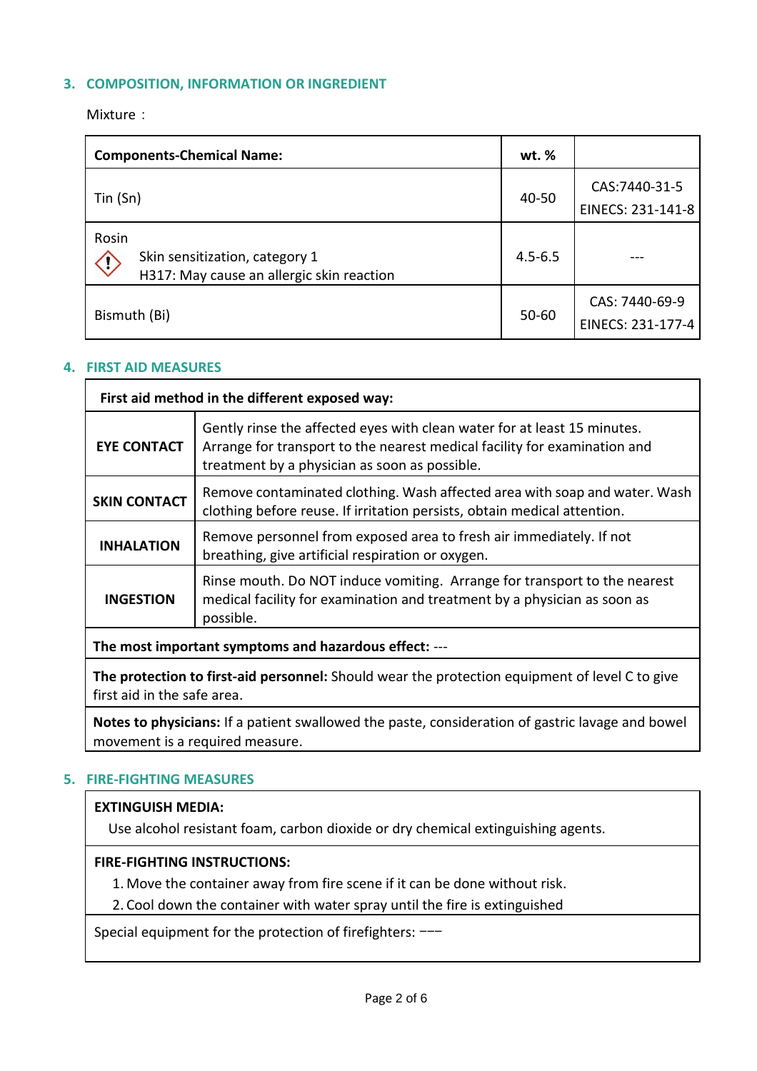## 3. COMPOSITION, INFORMATION OR INGREDIENT

Mixture：

| Components-Chemical Name: | wt. % | |
|---|---|---|
| Tin (Sn) | 40-50 | CAS:7440-31-5 EINECS: 231-141-8 |
| Rosin<br>Skin sensitization, category 1<br>H317: May cause an allergic skin reaction | 4.5-6.5 | --- |
| Bismuth (Bi) | 50-60 | CAS: 7440-69-9 EINECS: 231-177-4 |

## 4. FIRST AID MEASURES

| First aid method in the different exposed way: | |
|---|---|
| **EYE CONTACT** | Gently rinse the affected eyes with clean water for at least 15 minutes. Arrange for transport to the nearest medical facility for examination and treatment by a physician as soon as possible. |
| **SKIN CONTACT** | Remove contaminated clothing. Wash affected area with soap and water. Wash clothing before reuse. If irritation persists, obtain medical attention. |
| **INHALATION** | Remove personnel from exposed area to fresh air immediately. If not breathing, give artificial respiration or oxygen. |
| **INGESTION** | Rinse mouth. Do NOT induce vomiting. Arrange for transport to the nearest medical facility for examination and treatment by a physician as soon as possible. |

**The most important symptoms and hazardous effect:** ---

**The protection to first-aid personnel:** Should wear the protection equipment of level C to give first aid in the safe area.

**Notes to physicians:** If a patient swallowed the paste, consideration of gastric lavage and bowel movement is a required measure.

## 5. FIRE-FIGHTING MEASURES

**EXTINGUISH MEDIA:**

Use alcohol resistant foam, carbon dioxide or dry chemical extinguishing agents.

**FIRE-FIGHTING INSTRUCTIONS:**

1. Move the container away from fire scene if it can be done without risk.
2. Cool down the container with water spray until the fire is extinguished

Special equipment for the protection of firefighters: −−−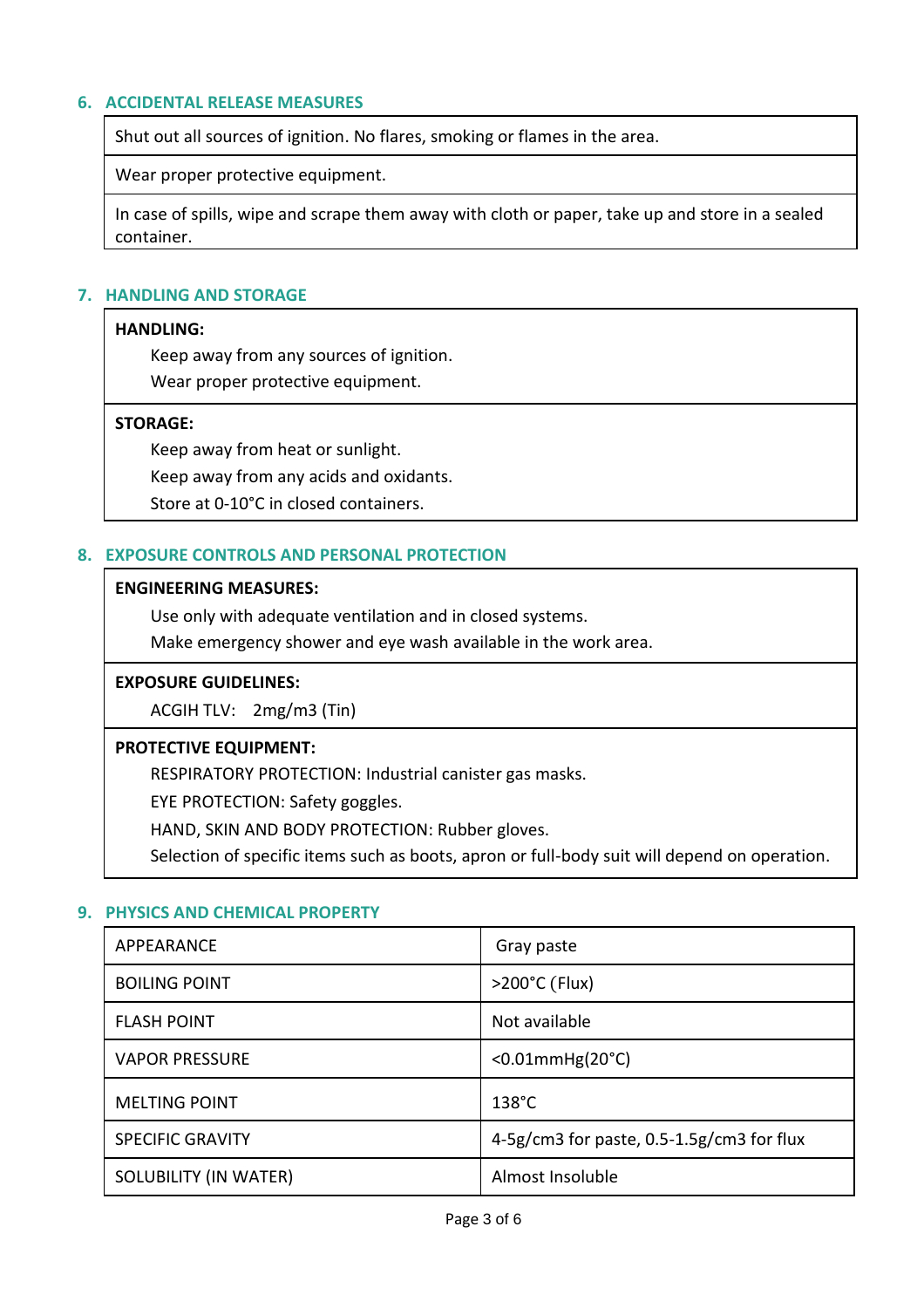## 6. ACCIDENTAL RELEASE MEASURES

Shut out all sources of ignition. No flares, smoking or flames in the area.

Wear proper protective equipment.

In case of spills, wipe and scrape them away with cloth or paper, take up and store in a sealed container.

## 7. HANDLING AND STORAGE

**HANDLING:**

Keep away from any sources of ignition.

Wear proper protective equipment.

**STORAGE:**

Keep away from heat or sunlight.

Keep away from any acids and oxidants.

Store at 0-10°C in closed containers.

## 8. EXPOSURE CONTROLS AND PERSONAL PROTECTION

**ENGINEERING MEASURES:**

Use only with adequate ventilation and in closed systems.

Make emergency shower and eye wash available in the work area.

**EXPOSURE GUIDELINES:**

ACGIH TLV: 2mg/m3 (Tin)

**PROTECTIVE EQUIPMENT:**

RESPIRATORY PROTECTION: Industrial canister gas masks.

EYE PROTECTION: Safety goggles.

HAND, SKIN AND BODY PROTECTION: Rubber gloves.

Selection of specific items such as boots, apron or full-body suit will depend on operation.

## 9. PHYSICS AND CHEMICAL PROPERTY

| | |
|---|---|
| APPEARANCE | Gray paste |
| BOILING POINT | >200°C (Flux) |
| FLASH POINT | Not available |
| VAPOR PRESSURE | <0.01mmHg(20°C) |
| MELTING POINT | 138°C |
| SPECIFIC GRAVITY | 4-5g/cm3 for paste, 0.5-1.5g/cm3 for flux |
| SOLUBILITY (IN WATER) | Almost Insoluble |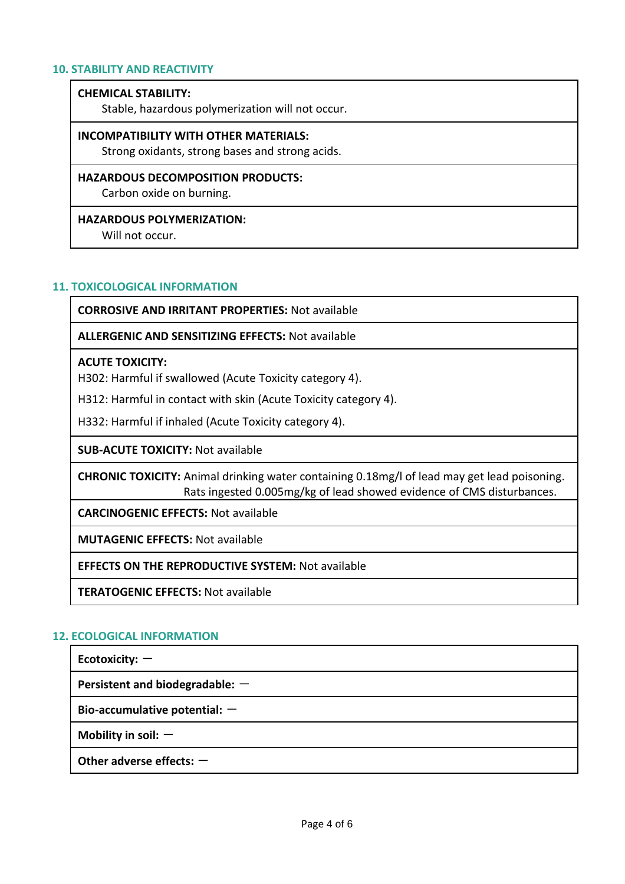## 10. STABILITY AND REACTIVITY

| |
|---|
| **CHEMICAL STABILITY:** Stable, hazardous polymerization will not occur. |
| **INCOMPATIBILITY WITH OTHER MATERIALS:** Strong oxidants, strong bases and strong acids. |
| **HAZARDOUS DECOMPOSITION PRODUCTS:** Carbon oxide on burning. |
| **HAZARDOUS POLYMERIZATION:** Will not occur. |

## 11. TOXICOLOGICAL INFORMATION

| |
|---|
| **CORROSIVE AND IRRITANT PROPERTIES:** Not available |
| **ALLERGENIC AND SENSITIZING EFFECTS:** Not available |
| **ACUTE TOXICITY:** H302: Harmful if swallowed (Acute Toxicity category 4). H312: Harmful in contact with skin (Acute Toxicity category 4). H332: Harmful if inhaled (Acute Toxicity category 4). |
| **SUB-ACUTE TOXICITY:** Not available |
| **CHRONIC TOXICITY:** Animal drinking water containing 0.18mg/l of lead may get lead poisoning. Rats ingested 0.005mg/kg of lead showed evidence of CMS disturbances. |
| **CARCINOGENIC EFFECTS:** Not available |
| **MUTAGENIC EFFECTS:** Not available |
| **EFFECTS ON THE REPRODUCTIVE SYSTEM:** Not available |
| **TERATOGENIC EFFECTS:** Not available |

## 12. ECOLOGICAL INFORMATION

| |
|---|
| **Ecotoxicity:** — |
| **Persistent and biodegradable:** — |
| **Bio-accumulative potential:** — |
| **Mobility in soil:** — |
| **Other adverse effects:** — |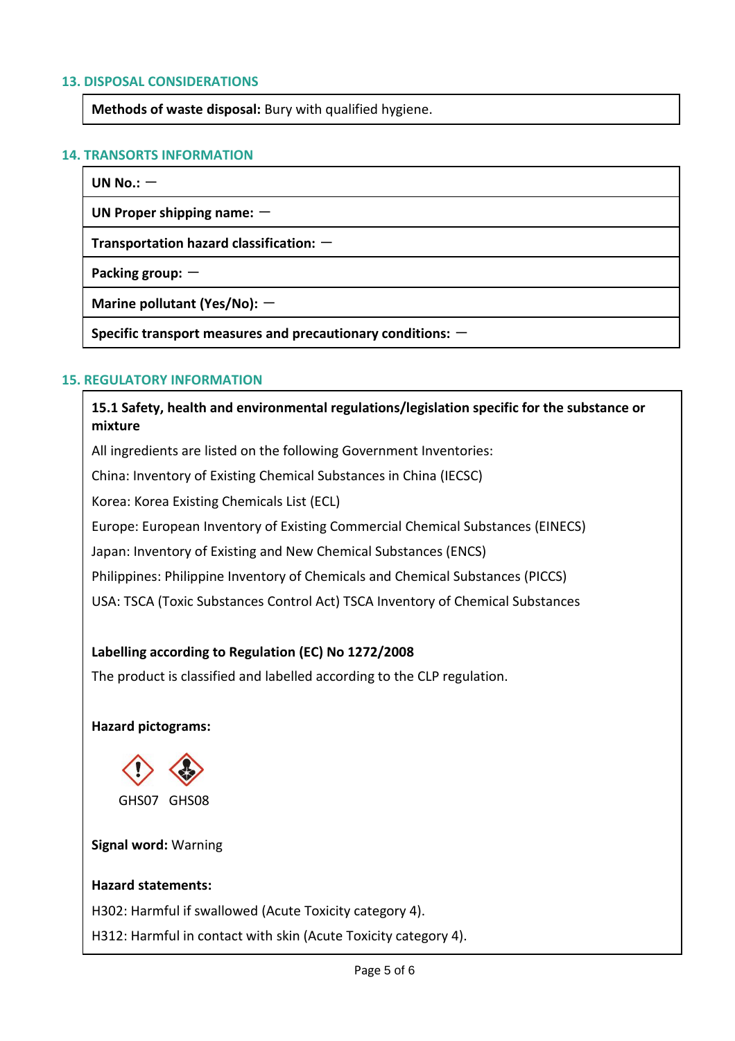## 13. DISPOSAL CONSIDERATIONS

**Methods of waste disposal:** Bury with qualified hygiene.

## 14. TRANSORTS INFORMATION

**UN No.:** —

**UN Proper shipping name:** —

**Transportation hazard classification:** —

**Packing group:** —

**Marine pollutant (Yes/No):** —

**Specific transport measures and precautionary conditions:** —

## 15. REGULATORY INFORMATION

**15.1 Safety, health and environmental regulations/legislation specific for the substance or mixture**

All ingredients are listed on the following Government Inventories:

China: Inventory of Existing Chemical Substances in China (IECSC)

Korea: Korea Existing Chemicals List (ECL)

Europe: European Inventory of Existing Commercial Chemical Substances (EINECS)

Japan: Inventory of Existing and New Chemical Substances (ENCS)

Philippines: Philippine Inventory of Chemicals and Chemical Substances (PICCS)

USA: TSCA (Toxic Substances Control Act) TSCA Inventory of Chemical Substances

**Labelling according to Regulation (EC) No 1272/2008**

The product is classified and labelled according to the CLP regulation.

**Hazard pictograms:**

GHS07 GHS08

**Signal word:** Warning

**Hazard statements:**

H302: Harmful if swallowed (Acute Toxicity category 4).

H312: Harmful in contact with skin (Acute Toxicity category 4).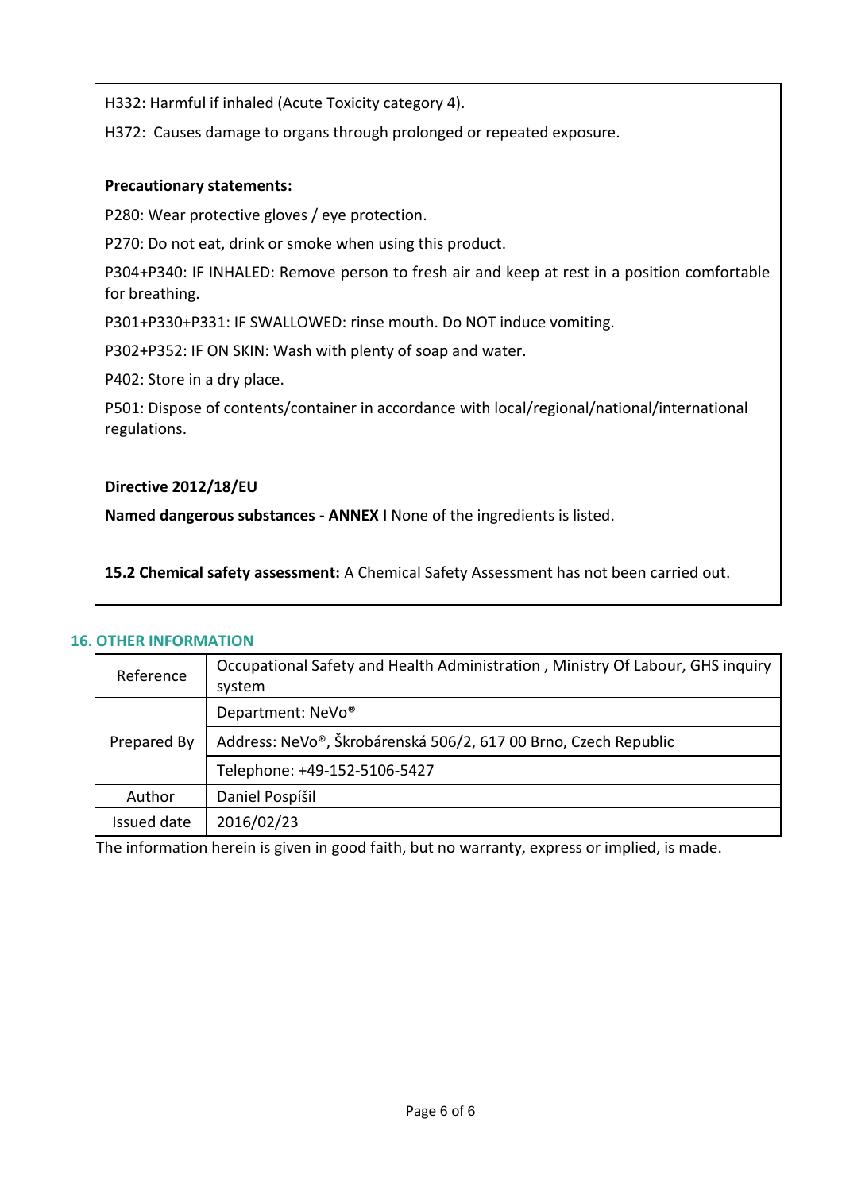H332: Harmful if inhaled (Acute Toxicity category 4).

H372: Causes damage to organs through prolonged or repeated exposure.

**Precautionary statements:**

P280: Wear protective gloves / eye protection.

P270: Do not eat, drink or smoke when using this product.

P304+P340: IF INHALED: Remove person to fresh air and keep at rest in a position comfortable for breathing.

P301+P330+P331: IF SWALLOWED: rinse mouth. Do NOT induce vomiting.

P302+P352: IF ON SKIN: Wash with plenty of soap and water.

P402: Store in a dry place.

P501: Dispose of contents/container in accordance with local/regional/national/international regulations.

**Directive 2012/18/EU**

**Named dangerous substances - ANNEX I** None of the ingredients is listed.

**15.2 Chemical safety assessment:** A Chemical Safety Assessment has not been carried out.

## 16. OTHER INFORMATION

| | |
|---|---|
| Reference | Occupational Safety and Health Administration , Ministry Of Labour, GHS inquiry system |
| Prepared By | Department: NeVo® |
| | Address: NeVo®, Škrobárenská 506/2, 617 00 Brno, Czech Republic |
| | Telephone: +49-152-5106-5427 |
| Author | Daniel Pospíšil |
| Issued date | 2016/02/23 |

The information herein is given in good faith, but no warranty, express or implied, is made.